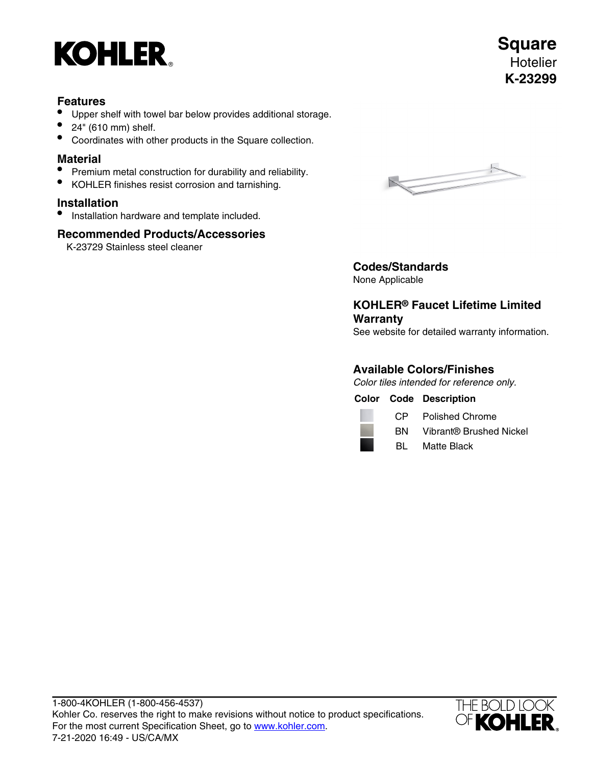# KOHLER

# Square
Hotelier
**K-23299**

## Features

- Upper shelf with towel bar below provides additional storage.
- 24" (610 mm) shelf.
- Coordinates with other products in the Square collection.

## Material

- Premium metal construction for durability and reliability.
- KOHLER finishes resist corrosion and tarnishing.

## Installation

- Installation hardware and template included.

## Recommended Products/Accessories

K-23729 Stainless steel cleaner

## Codes/Standards

None Applicable

## KOHLER® Faucet Lifetime Limited Warranty

See website for detailed warranty information.

## Available Colors/Finishes

*Color tiles intended for reference only.*

| Color | Code | Description |
|---|---|---|
| | CP | Polished Chrome |
| | BN | Vibrant® Brushed Nickel |
| | BL | Matte Black |

1-800-4KOHLER (1-800-456-4537)
Kohler Co. reserves the right to make revisions without notice to product specifications.
For the most current Specification Sheet, go to www.kohler.com.
7-21-2020 16:49 - US/CA/MX

THE BOLD LOOK OF KOHLER.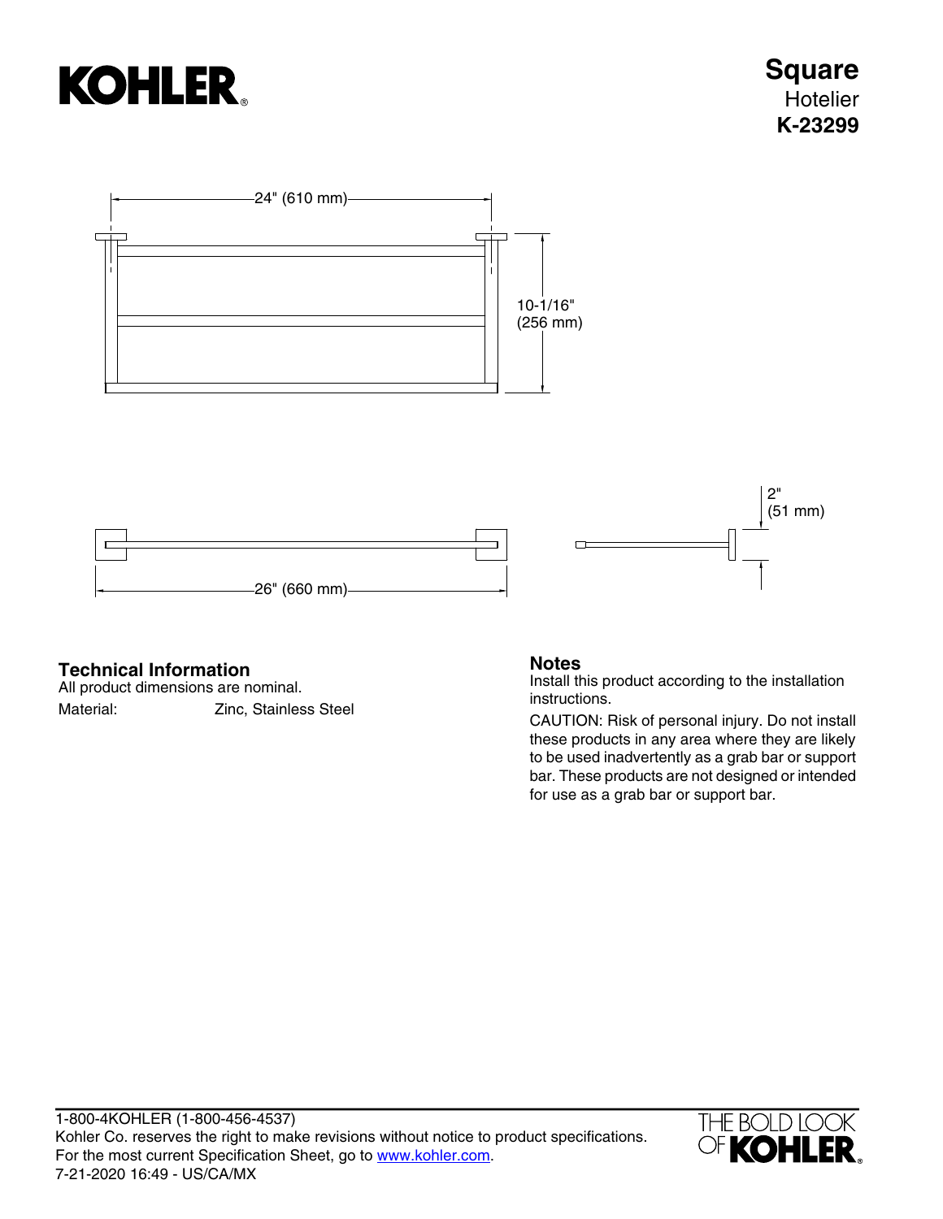# KOHLER

**Square**
Hotelier
**K-23299**

24" (610 mm)

10-1/16"
(256 mm)

26" (660 mm)

2"
(51 mm)

## Technical Information

All product dimensions are nominal.

| | |
|---|---|
| Material: | Zinc, Stainless Steel |

## Notes

Install this product according to the installation instructions.

CAUTION: Risk of personal injury. Do not install these products in any area where they are likely to be used inadvertently as a grab bar or support bar. These products are not designed or intended for use as a grab bar or support bar.

1-800-4KOHLER (1-800-456-4537)
Kohler Co. reserves the right to make revisions without notice to product specifications.
For the most current Specification Sheet, go to www.kohler.com.
7-21-2020 16:49 - US/CA/MX

THE BOLD LOOK OF KOHLER